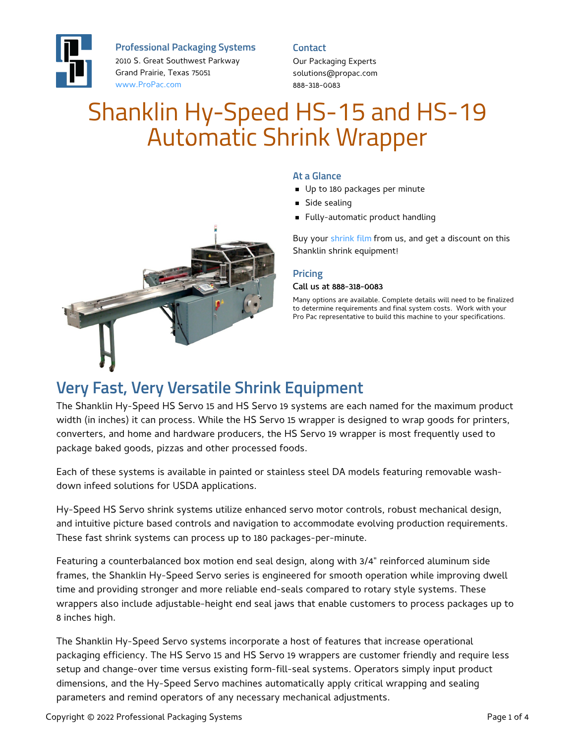**Professional Packaging Systems**
2010 S. Great Southwest Parkway
Grand Prairie, Texas 75051
www.ProPac.com

**Contact**
Our Packaging Experts
solutions@propac.com
888-318-0083

# Shanklin Hy-Speed HS-15 and HS-19 Automatic Shrink Wrapper

### At a Glance

- Up to 180 packages per minute
- Side sealing
- Fully-automatic product handling

Buy your shrink film from us, and get a discount on this Shanklin shrink equipment!

### Pricing

Call us at 888-318-0083

Many options are available. Complete details will need to be finalized to determine requirements and final system costs. Work with your Pro Pac representative to build this machine to your specifications.

## Very Fast, Very Versatile Shrink Equipment

The Shanklin Hy-Speed HS Servo 15 and HS Servo 19 systems are each named for the maximum product width (in inches) it can process. While the HS Servo 15 wrapper is designed to wrap goods for printers, converters, and home and hardware producers, the HS Servo 19 wrapper is most frequently used to package baked goods, pizzas and other processed foods.

Each of these systems is available in painted or stainless steel DA models featuring removable wash-down infeed solutions for USDA applications.

Hy-Speed HS Servo shrink systems utilize enhanced servo motor controls, robust mechanical design, and intuitive picture based controls and navigation to accommodate evolving production requirements. These fast shrink systems can process up to 180 packages-per-minute.

Featuring a counterbalanced box motion end seal design, along with 3/4" reinforced aluminum side frames, the Shanklin Hy-Speed Servo series is engineered for smooth operation while improving dwell time and providing stronger and more reliable end-seals compared to rotary style systems. These wrappers also include adjustable-height end seal jaws that enable customers to process packages up to 8 inches high.

The Shanklin Hy-Speed Servo systems incorporate a host of features that increase operational packaging efficiency. The HS Servo 15 and HS Servo 19 wrappers are customer friendly and require less setup and change-over time versus existing form-fill-seal systems. Operators simply input product dimensions, and the Hy-Speed Servo machines automatically apply critical wrapping and sealing parameters and remind operators of any necessary mechanical adjustments.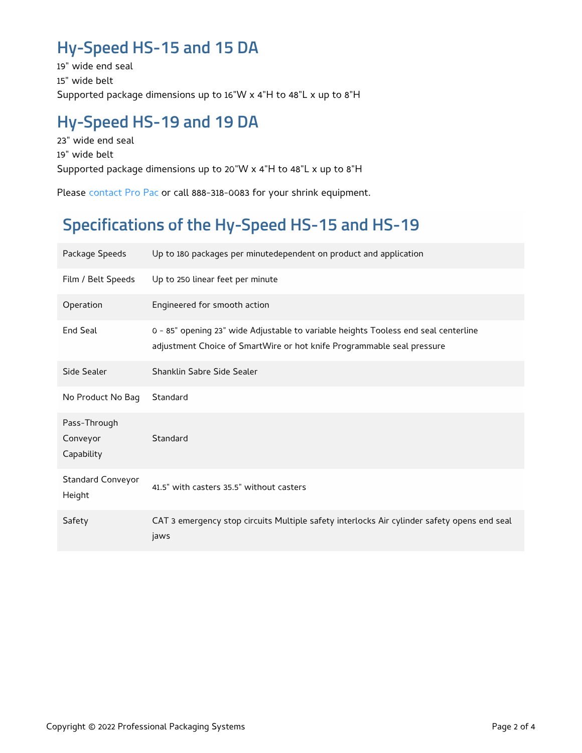## Hy-Speed HS-15 and 15 DA

19" wide end seal
15" wide belt
Supported package dimensions up to 16"W x 4"H to 48"L x up to 8"H

## Hy-Speed HS-19 and 19 DA

23" wide end seal
19" wide belt
Supported package dimensions up to 20"W x 4"H to 48"L x up to 8"H

Please contact Pro Pac or call 888-318-0083 for your shrink equipment.

## Specifications of the Hy-Speed HS-15 and HS-19

| | |
|---|---|
| Package Speeds | Up to 180 packages per minutedependent on product and application |
| Film / Belt Speeds | Up to 250 linear feet per minute |
| Operation | Engineered for smooth action |
| End Seal | 0 - 85" opening 23" wide Adjustable to variable heights Tooless end seal centerline adjustment Choice of SmartWire or hot knife Programmable seal pressure |
| Side Sealer | Shanklin Sabre Side Sealer |
| No Product No Bag | Standard |
| Pass-Through Conveyor Capability | Standard |
| Standard Conveyor Height | 41.5" with casters 35.5" without casters |
| Safety | CAT 3 emergency stop circuits Multiple safety interlocks Air cylinder safety opens end seal jaws |

Copyright © 2022 Professional Packaging Systems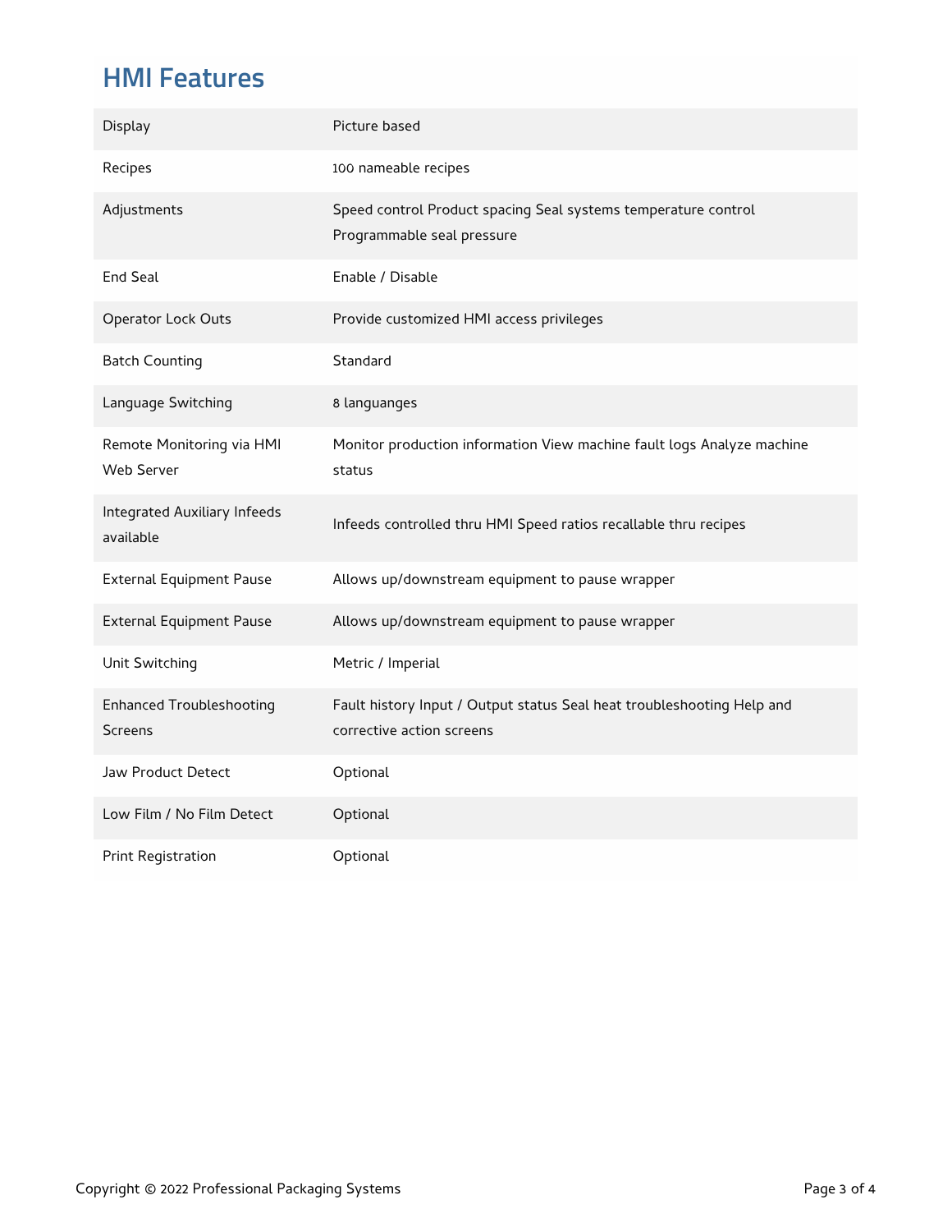## HMI Features

| | |
|---|---|
| Display | Picture based |
| Recipes | 100 nameable recipes |
| Adjustments | Speed control Product spacing Seal systems temperature control Programmable seal pressure |
| End Seal | Enable / Disable |
| Operator Lock Outs | Provide customized HMI access privileges |
| Batch Counting | Standard |
| Language Switching | 8 languanges |
| Remote Monitoring via HMI Web Server | Monitor production information View machine fault logs Analyze machine status |
| Integrated Auxiliary Infeeds available | Infeeds controlled thru HMI Speed ratios recallable thru recipes |
| External Equipment Pause | Allows up/downstream equipment to pause wrapper |
| External Equipment Pause | Allows up/downstream equipment to pause wrapper |
| Unit Switching | Metric / Imperial |
| Enhanced Troubleshooting Screens | Fault history Input / Output status Seal heat troubleshooting Help and corrective action screens |
| Jaw Product Detect | Optional |
| Low Film / No Film Detect | Optional |
| Print Registration | Optional |

Copyright © 2022 Professional Packaging Systems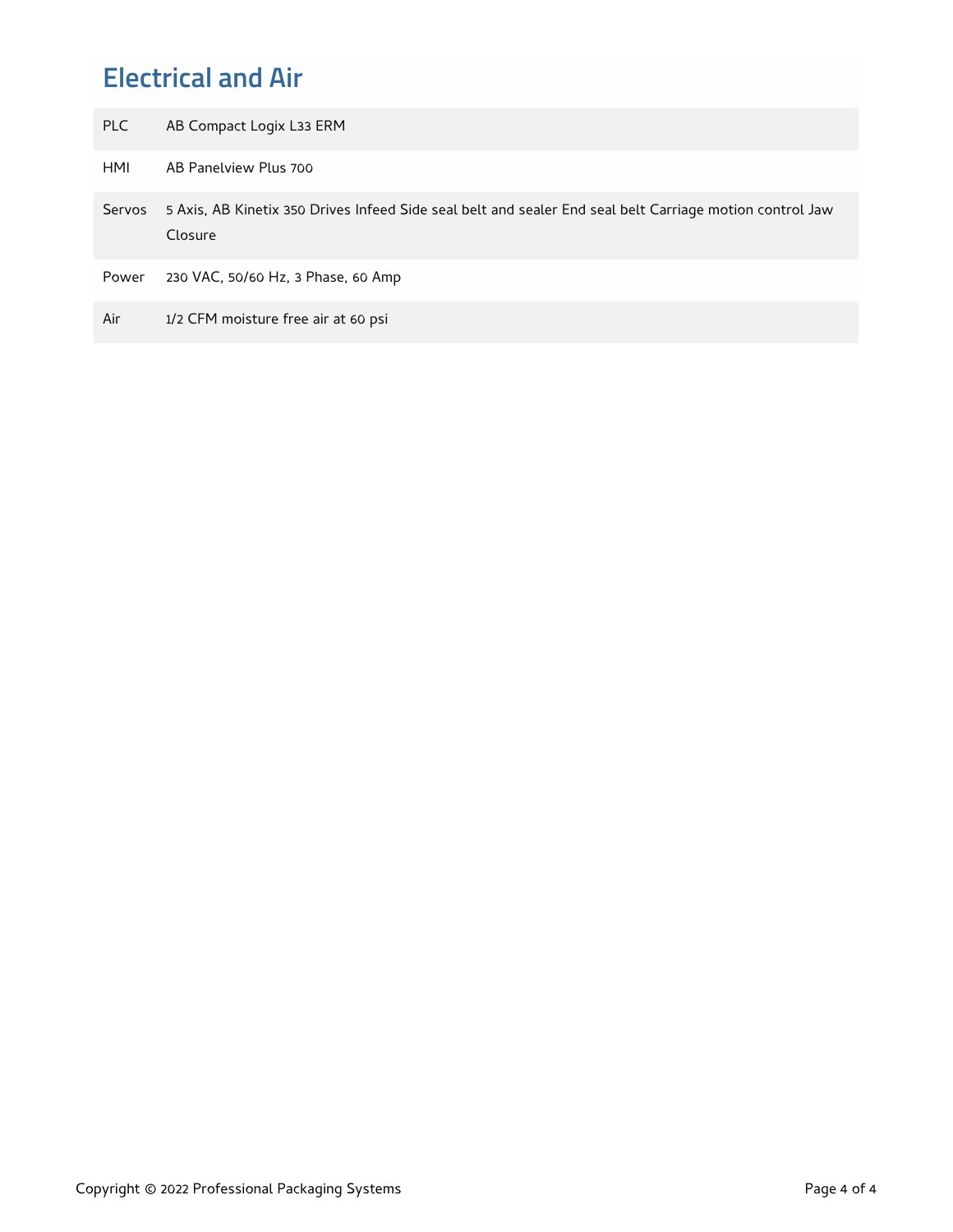## Electrical and Air

| | |
|---|---|
| PLC | AB Compact Logix L33 ERM |
| HMI | AB Panelview Plus 700 |
| Servos | 5 Axis, AB Kinetix 350 Drives Infeed Side seal belt and sealer End seal belt Carriage motion control Jaw Closure |
| Power | 230 VAC, 50/60 Hz, 3 Phase, 60 Amp |
| Air | 1/2 CFM moisture free air at 60 psi |

Copyright © 2022 Professional Packaging Systems